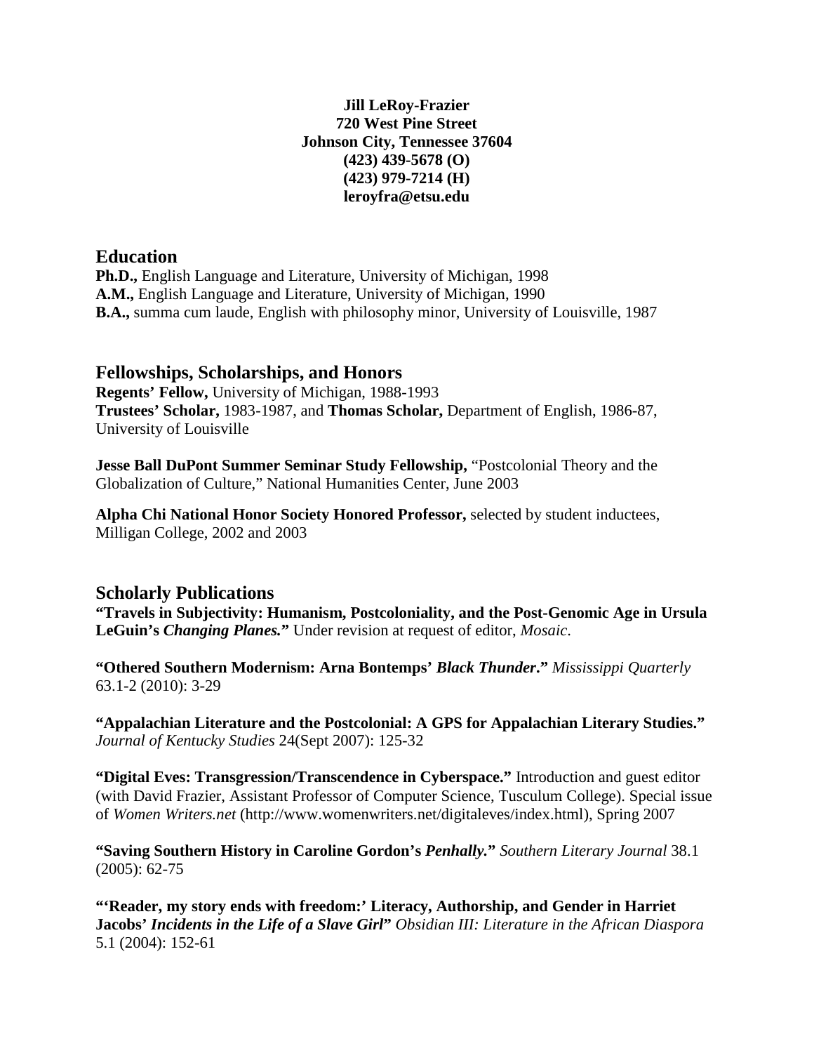**Jill LeRoy-Frazier**
**720 West Pine Street**
**Johnson City, Tennessee 37604**
**(423) 439-5678 (O)**
**(423) 979-7214 (H)**
**leroyfra@etsu.edu**

## Education

**Ph.D.,** English Language and Literature, University of Michigan, 1998
**A.M.,** English Language and Literature, University of Michigan, 1990
**B.A.,** summa cum laude, English with philosophy minor, University of Louisville, 1987

## Fellowships, Scholarships, and Honors

**Regents' Fellow,** University of Michigan, 1988-1993
**Trustees' Scholar,** 1983-1987, and **Thomas Scholar,** Department of English, 1986-87, University of Louisville

**Jesse Ball DuPont Summer Seminar Study Fellowship,** "Postcolonial Theory and the Globalization of Culture," National Humanities Center, June 2003

**Alpha Chi National Honor Society Honored Professor,** selected by student inductees, Milligan College, 2002 and 2003

## Scholarly Publications

**"Travels in Subjectivity: Humanism, Postcoloniality, and the Post-Genomic Age in Ursula LeGuin's *Changing Planes.*"** Under revision at request of editor, *Mosaic*.

**"Othered Southern Modernism: Arna Bontemps' *Black Thunder*."** *Mississippi Quarterly* 63.1-2 (2010): 3-29

**"Appalachian Literature and the Postcolonial: A GPS for Appalachian Literary Studies."** *Journal of Kentucky Studies* 24(Sept 2007): 125-32

**"Digital Eves: Transgression/Transcendence in Cyberspace."** Introduction and guest editor (with David Frazier, Assistant Professor of Computer Science, Tusculum College). Special issue of *Women Writers.net* (http://www.womenwriters.net/digitaleves/index.html), Spring 2007

**"Saving Southern History in Caroline Gordon's *Penhally.*"** *Southern Literary Journal* 38.1 (2005): 62-75

**"'Reader, my story ends with freedom:' Literacy, Authorship, and Gender in Harriet Jacobs' *Incidents in the Life of a Slave Girl*"** *Obsidian III: Literature in the African Diaspora* 5.1 (2004): 152-61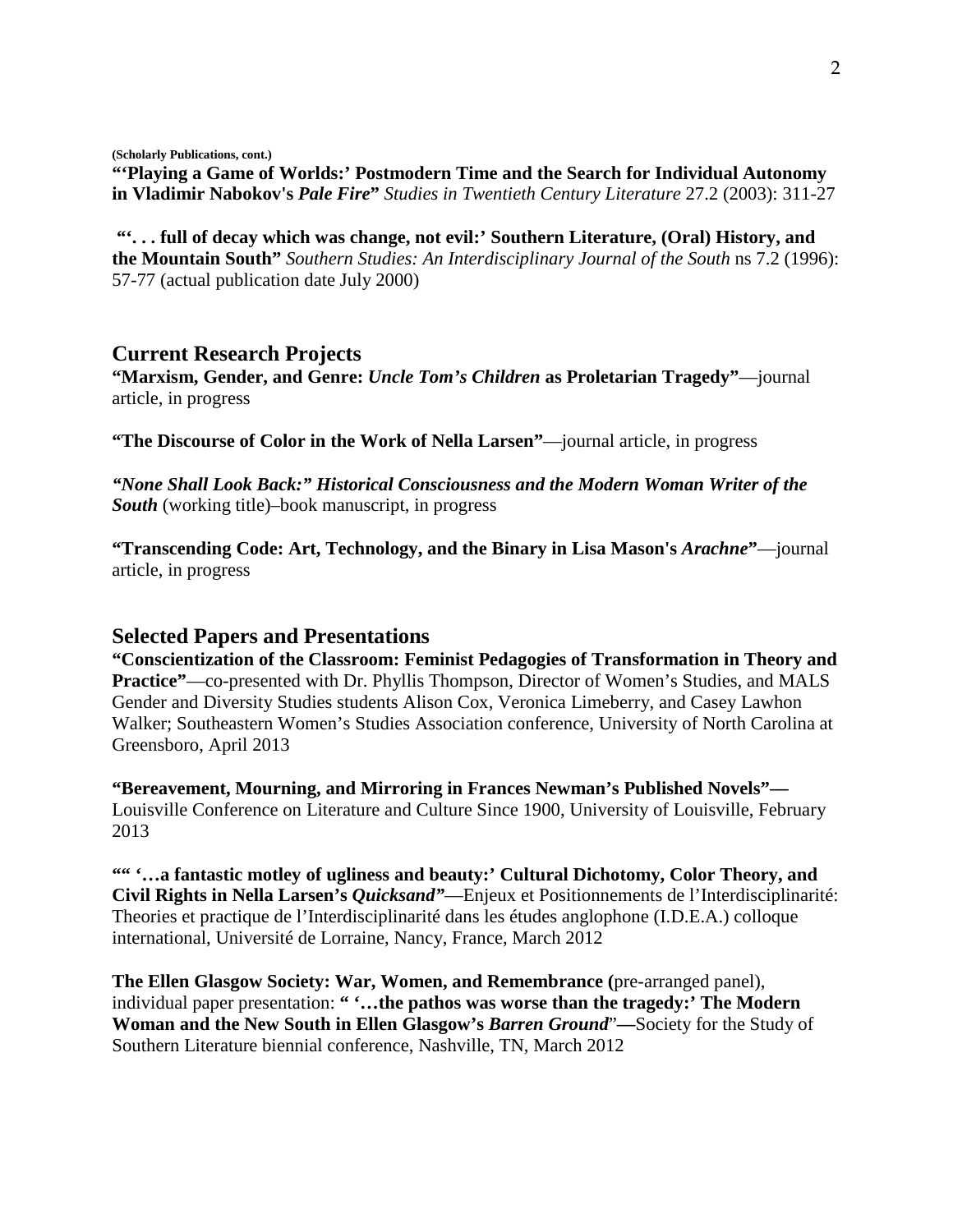**(Scholarly Publications, cont.)**

**"'Playing a Game of Worlds:' Postmodern Time and the Search for Individual Autonomy in Vladimir Nabokov's *Pale Fire*"** *Studies in Twentieth Century Literature* 27.2 (2003): 311-27

**"'. . . full of decay which was change, not evil:' Southern Literature, (Oral) History, and the Mountain South"** *Southern Studies: An Interdisciplinary Journal of the South* ns 7.2 (1996): 57-77 (actual publication date July 2000)

## Current Research Projects

**"Marxism, Gender, and Genre: *Uncle Tom's Children* as Proletarian Tragedy"**—journal article, in progress

**"The Discourse of Color in the Work of Nella Larsen"**—journal article, in progress

***"None Shall Look Back:" Historical Consciousness and the Modern Woman Writer of the South*** (working title)–book manuscript, in progress

**"Transcending Code: Art, Technology, and the Binary in Lisa Mason's *Arachne*"**—journal article, in progress

## Selected Papers and Presentations

**"Conscientization of the Classroom: Feminist Pedagogies of Transformation in Theory and Practice"**—co-presented with Dr. Phyllis Thompson, Director of Women's Studies, and MALS Gender and Diversity Studies students Alison Cox, Veronica Limeberry, and Casey Lawhon Walker; Southeastern Women's Studies Association conference, University of North Carolina at Greensboro, April 2013

**"Bereavement, Mourning, and Mirroring in Frances Newman's Published Novels"—** Louisville Conference on Literature and Culture Since 1900, University of Louisville, February 2013

**"" '…a fantastic motley of ugliness and beauty:' Cultural Dichotomy, Color Theory, and Civil Rights in Nella Larsen's *Quicksand*"**—Enjeux et Positionnements de l'Interdisciplinarité: Theories et practique de l'Interdisciplinarité dans les études anglophone (I.D.E.A.) colloque international, Université de Lorraine, Nancy, France, March 2012

**The Ellen Glasgow Society: War, Women, and Remembrance (**pre-arranged panel), individual paper presentation: **" '…the pathos was worse than the tragedy:' The Modern Woman and the New South in Ellen Glasgow's *Barren Ground*"—**Society for the Study of Southern Literature biennial conference, Nashville, TN, March 2012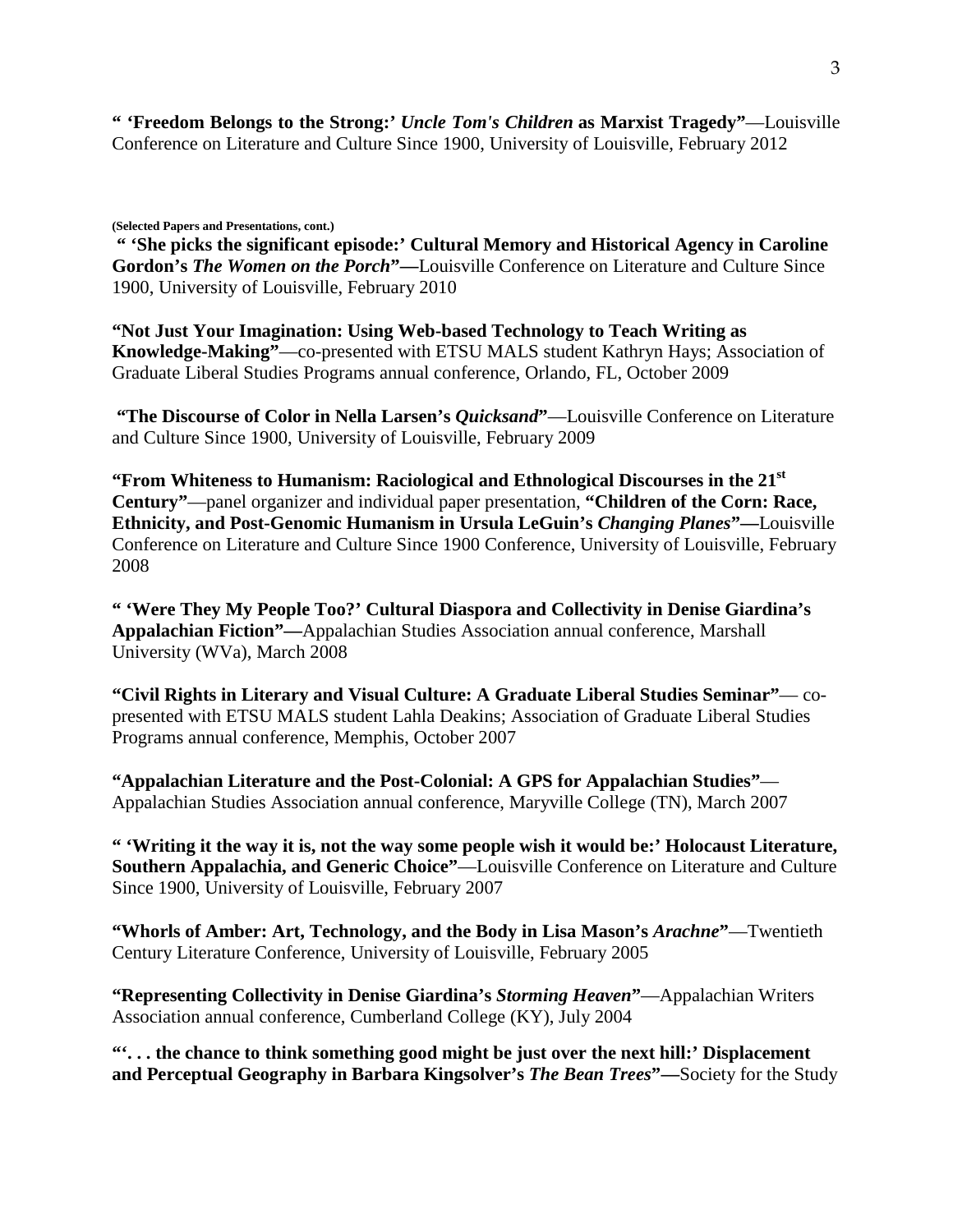**" 'Freedom Belongs to the Strong:' *Uncle Tom's Children* as Marxist Tragedy"**—Louisville Conference on Literature and Culture Since 1900, University of Louisville, February 2012

**(Selected Papers and Presentations, cont.)**

**" 'She picks the significant episode:' Cultural Memory and Historical Agency in Caroline Gordon's *The Women on the Porch*"—**Louisville Conference on Literature and Culture Since 1900, University of Louisville, February 2010

**"Not Just Your Imagination: Using Web-based Technology to Teach Writing as Knowledge-Making"**—co-presented with ETSU MALS student Kathryn Hays; Association of Graduate Liberal Studies Programs annual conference, Orlando, FL, October 2009

**"The Discourse of Color in Nella Larsen's *Quicksand*"**—Louisville Conference on Literature and Culture Since 1900, University of Louisville, February 2009

**"From Whiteness to Humanism: Raciological and Ethnological Discourses in the 21st Century"**—panel organizer and individual paper presentation, **"Children of the Corn: Race, Ethnicity, and Post-Genomic Humanism in Ursula LeGuin's *Changing Planes*"—**Louisville Conference on Literature and Culture Since 1900 Conference, University of Louisville, February 2008

**" 'Were They My People Too?' Cultural Diaspora and Collectivity in Denise Giardina's Appalachian Fiction"—**Appalachian Studies Association annual conference, Marshall University (WVa), March 2008

**"Civil Rights in Literary and Visual Culture: A Graduate Liberal Studies Seminar"**— co-presented with ETSU MALS student Lahla Deakins; Association of Graduate Liberal Studies Programs annual conference, Memphis, October 2007

**"Appalachian Literature and the Post-Colonial: A GPS for Appalachian Studies"**—Appalachian Studies Association annual conference, Maryville College (TN), March 2007

**" 'Writing it the way it is, not the way some people wish it would be:' Holocaust Literature, Southern Appalachia, and Generic Choice"**—Louisville Conference on Literature and Culture Since 1900, University of Louisville, February 2007

**"Whorls of Amber: Art, Technology, and the Body in Lisa Mason's *Arachne*"**—Twentieth Century Literature Conference, University of Louisville, February 2005

**"Representing Collectivity in Denise Giardina's *Storming Heaven*"**—Appalachian Writers Association annual conference, Cumberland College (KY), July 2004

**"'. . . the chance to think something good might be just over the next hill:' Displacement and Perceptual Geography in Barbara Kingsolver's *The Bean Trees*"—**Society for the Study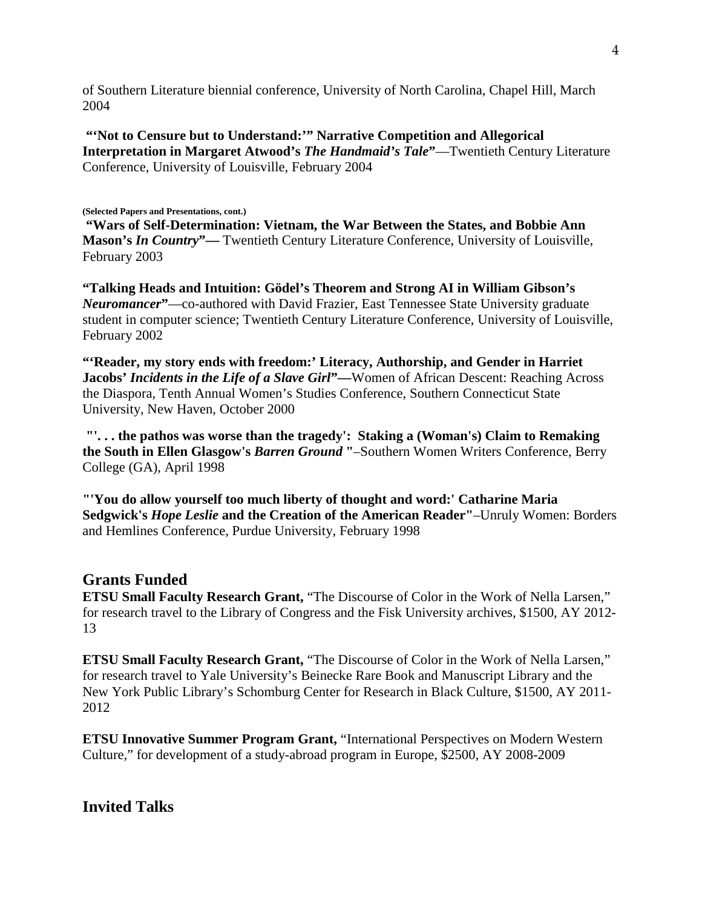of Southern Literature biennial conference, University of North Carolina, Chapel Hill, March 2004

**"'Not to Censure but to Understand:'" Narrative Competition and Allegorical Interpretation in Margaret Atwood's *The Handmaid's Tale*"**—Twentieth Century Literature Conference, University of Louisville, February 2004

**(Selected Papers and Presentations, cont.)**

**"Wars of Self-Determination: Vietnam, the War Between the States, and Bobbie Ann Mason's *In Country*"—** Twentieth Century Literature Conference, University of Louisville, February 2003

**"Talking Heads and Intuition: Gödel's Theorem and Strong AI in William Gibson's *Neuromancer*"**—co-authored with David Frazier, East Tennessee State University graduate student in computer science; Twentieth Century Literature Conference, University of Louisville, February 2002

**"'Reader, my story ends with freedom:' Literacy, Authorship, and Gender in Harriet Jacobs' *Incidents in the Life of a Slave Girl*"—**Women of African Descent: Reaching Across the Diaspora, Tenth Annual Women's Studies Conference, Southern Connecticut State University, New Haven, October 2000

**"'. . . the pathos was worse than the tragedy': Staking a (Woman's) Claim to Remaking the South in Ellen Glasgow's *Barren Ground* "**–Southern Women Writers Conference, Berry College (GA), April 1998

**"'You do allow yourself too much liberty of thought and word:' Catharine Maria Sedgwick's *Hope Leslie* and the Creation of the American Reader"**–Unruly Women: Borders and Hemlines Conference, Purdue University, February 1998

## Grants Funded

**ETSU Small Faculty Research Grant,** "The Discourse of Color in the Work of Nella Larsen," for research travel to the Library of Congress and the Fisk University archives, $1500, AY 2012-13

**ETSU Small Faculty Research Grant,** "The Discourse of Color in the Work of Nella Larsen," for research travel to Yale University's Beinecke Rare Book and Manuscript Library and the New York Public Library's Schomburg Center for Research in Black Culture, $1500, AY 2011-2012

**ETSU Innovative Summer Program Grant,** "International Perspectives on Modern Western Culture," for development of a study-abroad program in Europe, $2500, AY 2008-2009

## Invited Talks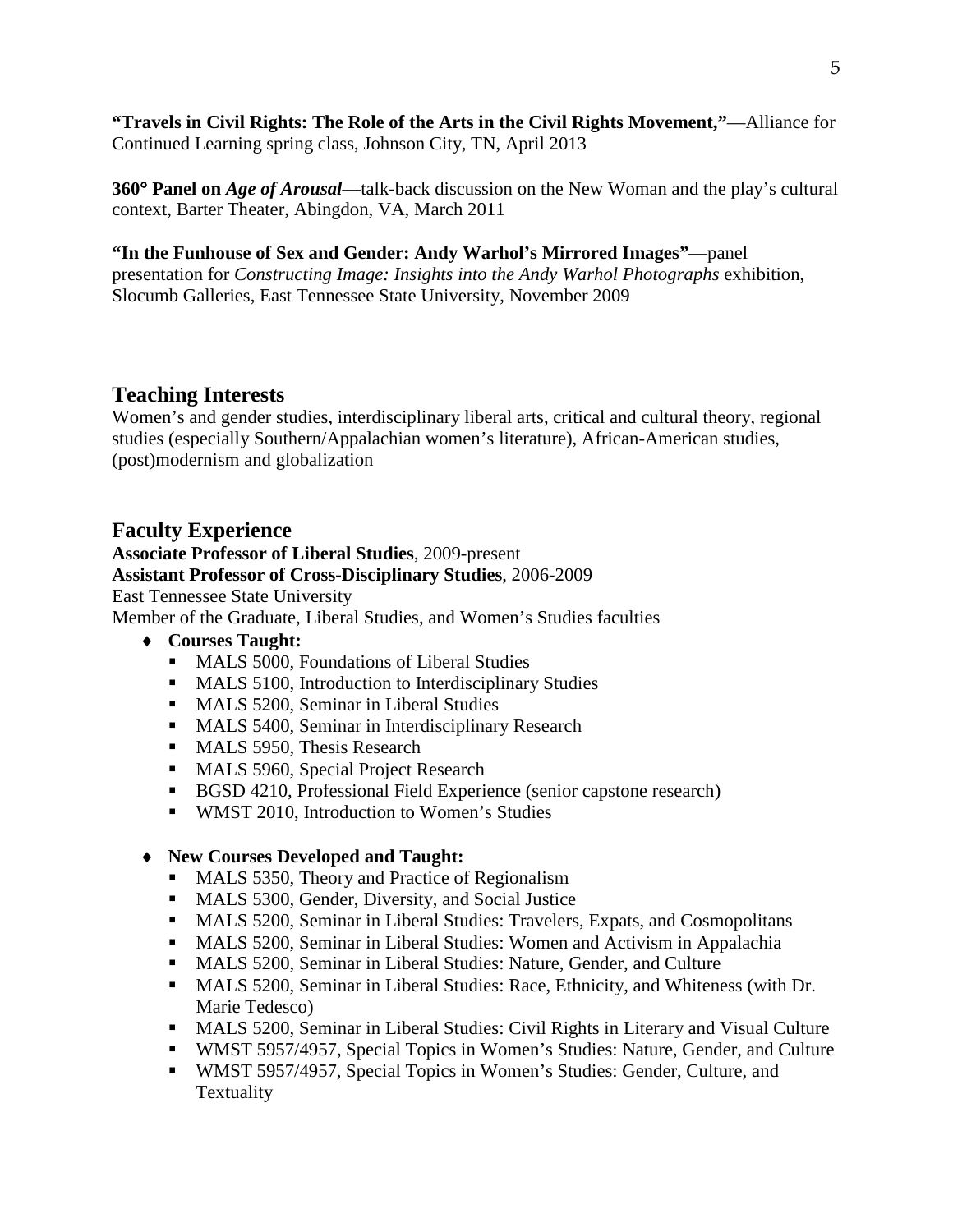**"Travels in Civil Rights: The Role of the Arts in the Civil Rights Movement,"**—Alliance for Continued Learning spring class, Johnson City, TN, April 2013

**360° Panel on *Age of Arousal***—talk-back discussion on the New Woman and the play's cultural context, Barter Theater, Abingdon, VA, March 2011

**"In the Funhouse of Sex and Gender: Andy Warhol's Mirrored Images"**—panel presentation for *Constructing Image: Insights into the Andy Warhol Photographs* exhibition, Slocumb Galleries, East Tennessee State University, November 2009

## Teaching Interests

Women's and gender studies, interdisciplinary liberal arts, critical and cultural theory, regional studies (especially Southern/Appalachian women's literature), African-American studies, (post)modernism and globalization

## Faculty Experience

**Associate Professor of Liberal Studies**, 2009-present
**Assistant Professor of Cross-Disciplinary Studies**, 2006-2009
East Tennessee State University
Member of the Graduate, Liberal Studies, and Women's Studies faculties

- **Courses Taught:**
  - MALS 5000, Foundations of Liberal Studies
  - MALS 5100, Introduction to Interdisciplinary Studies
  - MALS 5200, Seminar in Liberal Studies
  - MALS 5400, Seminar in Interdisciplinary Research
  - MALS 5950, Thesis Research
  - MALS 5960, Special Project Research
  - BGSD 4210, Professional Field Experience (senior capstone research)
  - WMST 2010, Introduction to Women's Studies

- **New Courses Developed and Taught:**
  - MALS 5350, Theory and Practice of Regionalism
  - MALS 5300, Gender, Diversity, and Social Justice
  - MALS 5200, Seminar in Liberal Studies: Travelers, Expats, and Cosmopolitans
  - MALS 5200, Seminar in Liberal Studies: Women and Activism in Appalachia
  - MALS 5200, Seminar in Liberal Studies: Nature, Gender, and Culture
  - MALS 5200, Seminar in Liberal Studies: Race, Ethnicity, and Whiteness (with Dr. Marie Tedesco)
  - MALS 5200, Seminar in Liberal Studies: Civil Rights in Literary and Visual Culture
  - WMST 5957/4957, Special Topics in Women's Studies: Nature, Gender, and Culture
  - WMST 5957/4957, Special Topics in Women's Studies: Gender, Culture, and Textuality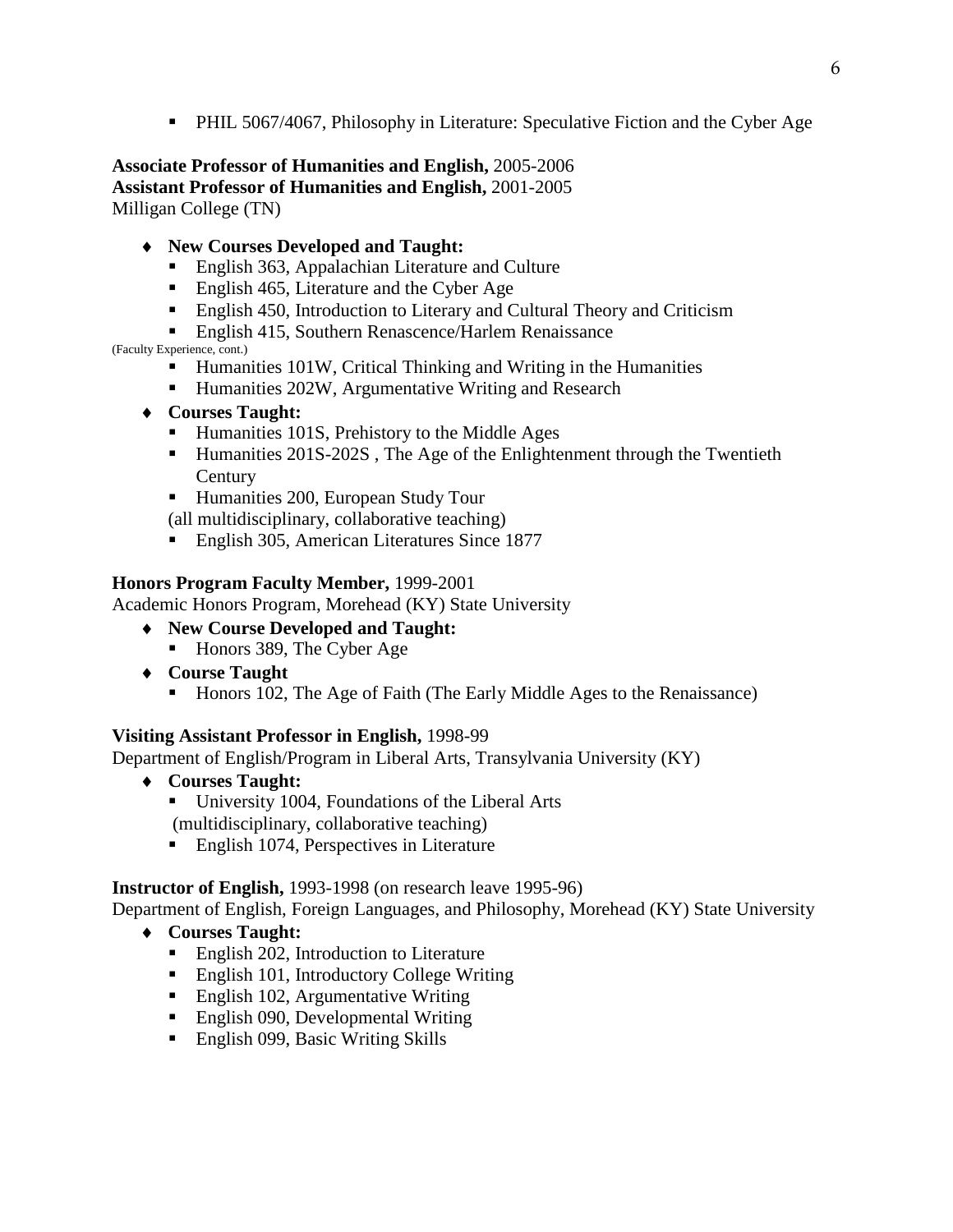- PHIL 5067/4067, Philosophy in Literature: Speculative Fiction and the Cyber Age

**Associate Professor of Humanities and English,** 2005-2006
**Assistant Professor of Humanities and English,** 2001-2005
Milligan College (TN)

- **New Courses Developed and Taught:**
  - English 363, Appalachian Literature and Culture
  - English 465, Literature and the Cyber Age
  - English 450, Introduction to Literary and Cultural Theory and Criticism
  - English 415, Southern Renascence/Harlem Renaissance

(Faculty Experience, cont.)

  - Humanities 101W, Critical Thinking and Writing in the Humanities
  - Humanities 202W, Argumentative Writing and Research
- **Courses Taught:**
  - Humanities 101S, Prehistory to the Middle Ages
  - Humanities 201S-202S , The Age of the Enlightenment through the Twentieth Century
  - Humanities 200, European Study Tour

  (all multidisciplinary, collaborative teaching)
  - English 305, American Literatures Since 1877

**Honors Program Faculty Member,** 1999-2001
Academic Honors Program, Morehead (KY) State University

- **New Course Developed and Taught:**
  - Honors 389, The Cyber Age
- **Course Taught**
  - Honors 102, The Age of Faith (The Early Middle Ages to the Renaissance)

**Visiting Assistant Professor in English,** 1998-99
Department of English/Program in Liberal Arts, Transylvania University (KY)

- **Courses Taught:**
  - University 1004, Foundations of the Liberal Arts

  (multidisciplinary, collaborative teaching)
  - English 1074, Perspectives in Literature

**Instructor of English,** 1993-1998 (on research leave 1995-96)
Department of English, Foreign Languages, and Philosophy, Morehead (KY) State University

- **Courses Taught:**
  - English 202, Introduction to Literature
  - English 101, Introductory College Writing
  - English 102, Argumentative Writing
  - English 090, Developmental Writing
  - English 099, Basic Writing Skills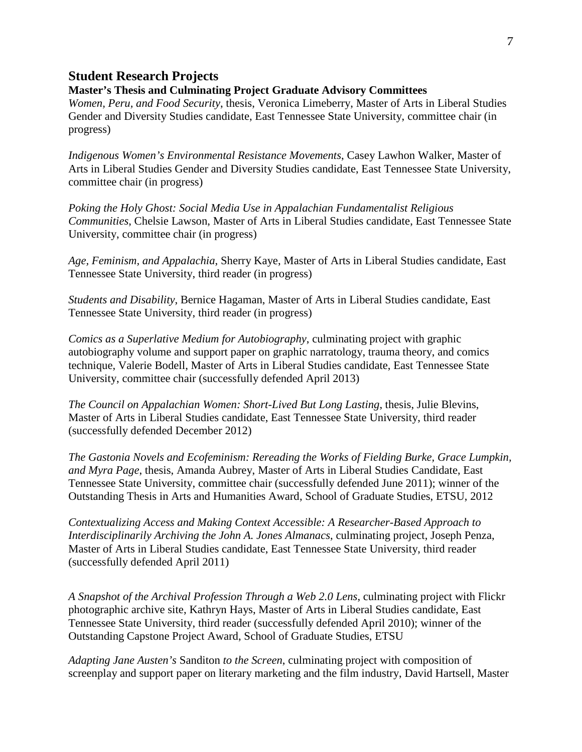## Student Research Projects

**Master's Thesis and Culminating Project Graduate Advisory Committees**

*Women, Peru, and Food Security*, thesis, Veronica Limeberry, Master of Arts in Liberal Studies Gender and Diversity Studies candidate, East Tennessee State University, committee chair (in progress)

*Indigenous Women's Environmental Resistance Movements*, Casey Lawhon Walker, Master of Arts in Liberal Studies Gender and Diversity Studies candidate, East Tennessee State University, committee chair (in progress)

*Poking the Holy Ghost: Social Media Use in Appalachian Fundamentalist Religious Communities*, Chelsie Lawson, Master of Arts in Liberal Studies candidate, East Tennessee State University, committee chair (in progress)

*Age, Feminism, and Appalachia*, Sherry Kaye, Master of Arts in Liberal Studies candidate, East Tennessee State University, third reader (in progress)

*Students and Disability*, Bernice Hagaman, Master of Arts in Liberal Studies candidate, East Tennessee State University, third reader (in progress)

*Comics as a Superlative Medium for Autobiography*, culminating project with graphic autobiography volume and support paper on graphic narratology, trauma theory, and comics technique, Valerie Bodell, Master of Arts in Liberal Studies candidate, East Tennessee State University, committee chair (successfully defended April 2013)

*The Council on Appalachian Women: Short-Lived But Long Lasting*, thesis, Julie Blevins, Master of Arts in Liberal Studies candidate, East Tennessee State University, third reader (successfully defended December 2012)

*The Gastonia Novels and Ecofeminism: Rereading the Works of Fielding Burke, Grace Lumpkin, and Myra Page*, thesis, Amanda Aubrey, Master of Arts in Liberal Studies Candidate, East Tennessee State University, committee chair (successfully defended June 2011); winner of the Outstanding Thesis in Arts and Humanities Award, School of Graduate Studies, ETSU, 2012

*Contextualizing Access and Making Context Accessible: A Researcher-Based Approach to Interdisciplinarily Archiving the John A. Jones Almanacs*, culminating project, Joseph Penza, Master of Arts in Liberal Studies candidate, East Tennessee State University, third reader (successfully defended April 2011)

*A Snapshot of the Archival Profession Through a Web 2.0 Lens*, culminating project with Flickr photographic archive site, Kathryn Hays, Master of Arts in Liberal Studies candidate, East Tennessee State University, third reader (successfully defended April 2010); winner of the Outstanding Capstone Project Award, School of Graduate Studies, ETSU

*Adapting Jane Austen's* Sanditon *to the Screen*, culminating project with composition of screenplay and support paper on literary marketing and the film industry, David Hartsell, Master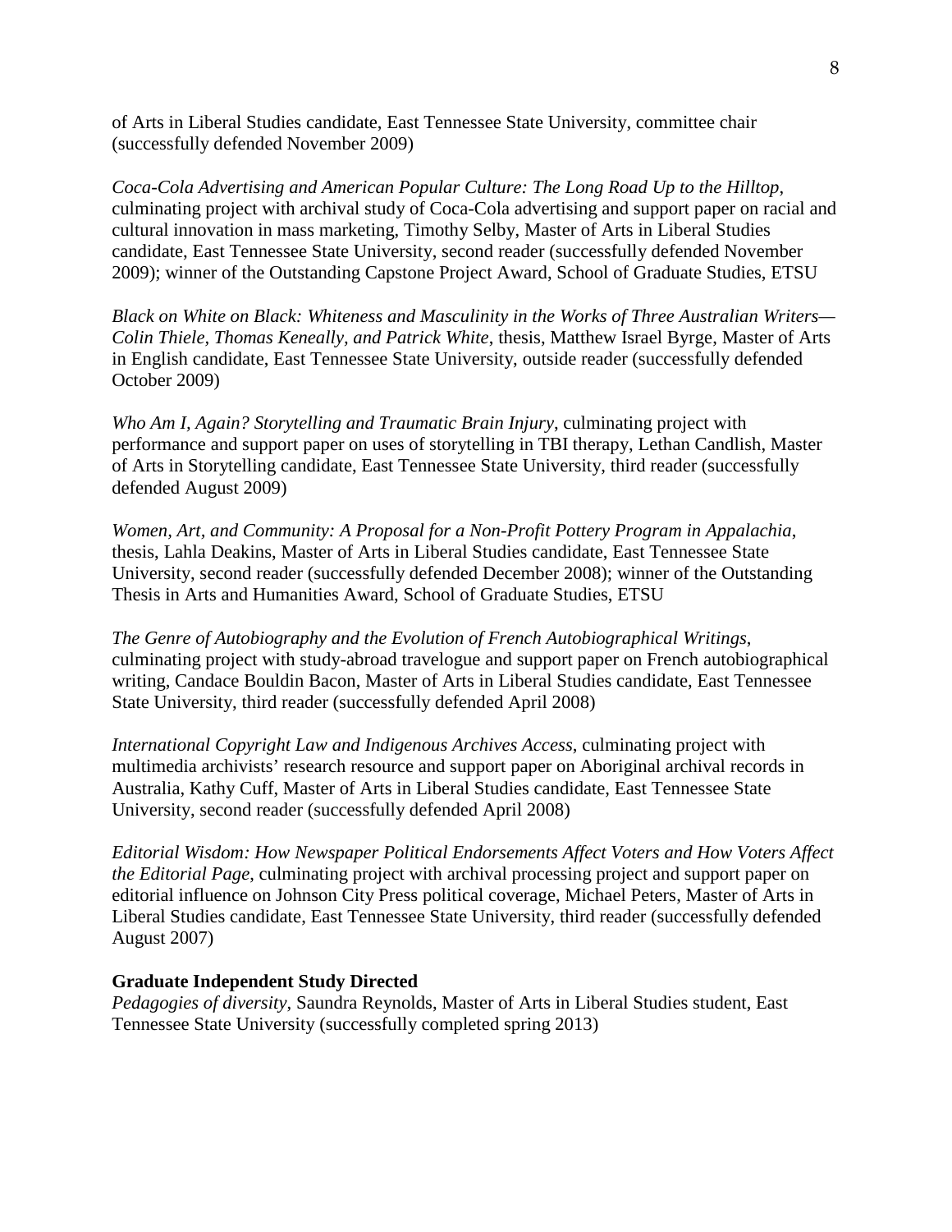of Arts in Liberal Studies candidate, East Tennessee State University, committee chair (successfully defended November 2009)

*Coca-Cola Advertising and American Popular Culture: The Long Road Up to the Hilltop*, culminating project with archival study of Coca-Cola advertising and support paper on racial and cultural innovation in mass marketing, Timothy Selby, Master of Arts in Liberal Studies candidate, East Tennessee State University, second reader (successfully defended November 2009); winner of the Outstanding Capstone Project Award, School of Graduate Studies, ETSU

*Black on White on Black: Whiteness and Masculinity in the Works of Three Australian Writers—Colin Thiele, Thomas Keneally, and Patrick White*, thesis, Matthew Israel Byrge, Master of Arts in English candidate, East Tennessee State University, outside reader (successfully defended October 2009)

*Who Am I, Again? Storytelling and Traumatic Brain Injury*, culminating project with performance and support paper on uses of storytelling in TBI therapy, Lethan Candlish, Master of Arts in Storytelling candidate, East Tennessee State University, third reader (successfully defended August 2009)

*Women, Art, and Community: A Proposal for a Non-Profit Pottery Program in Appalachia*, thesis, Lahla Deakins, Master of Arts in Liberal Studies candidate, East Tennessee State University, second reader (successfully defended December 2008); winner of the Outstanding Thesis in Arts and Humanities Award, School of Graduate Studies, ETSU

*The Genre of Autobiography and the Evolution of French Autobiographical Writings*, culminating project with study-abroad travelogue and support paper on French autobiographical writing, Candace Bouldin Bacon, Master of Arts in Liberal Studies candidate, East Tennessee State University, third reader (successfully defended April 2008)

*International Copyright Law and Indigenous Archives Access*, culminating project with multimedia archivists' research resource and support paper on Aboriginal archival records in Australia, Kathy Cuff, Master of Arts in Liberal Studies candidate, East Tennessee State University, second reader (successfully defended April 2008)

*Editorial Wisdom: How Newspaper Political Endorsements Affect Voters and How Voters Affect the Editorial Page*, culminating project with archival processing project and support paper on editorial influence on Johnson City Press political coverage, Michael Peters, Master of Arts in Liberal Studies candidate, East Tennessee State University, third reader (successfully defended August 2007)

**Graduate Independent Study Directed**

*Pedagogies of diversity*, Saundra Reynolds, Master of Arts in Liberal Studies student, East Tennessee State University (successfully completed spring 2013)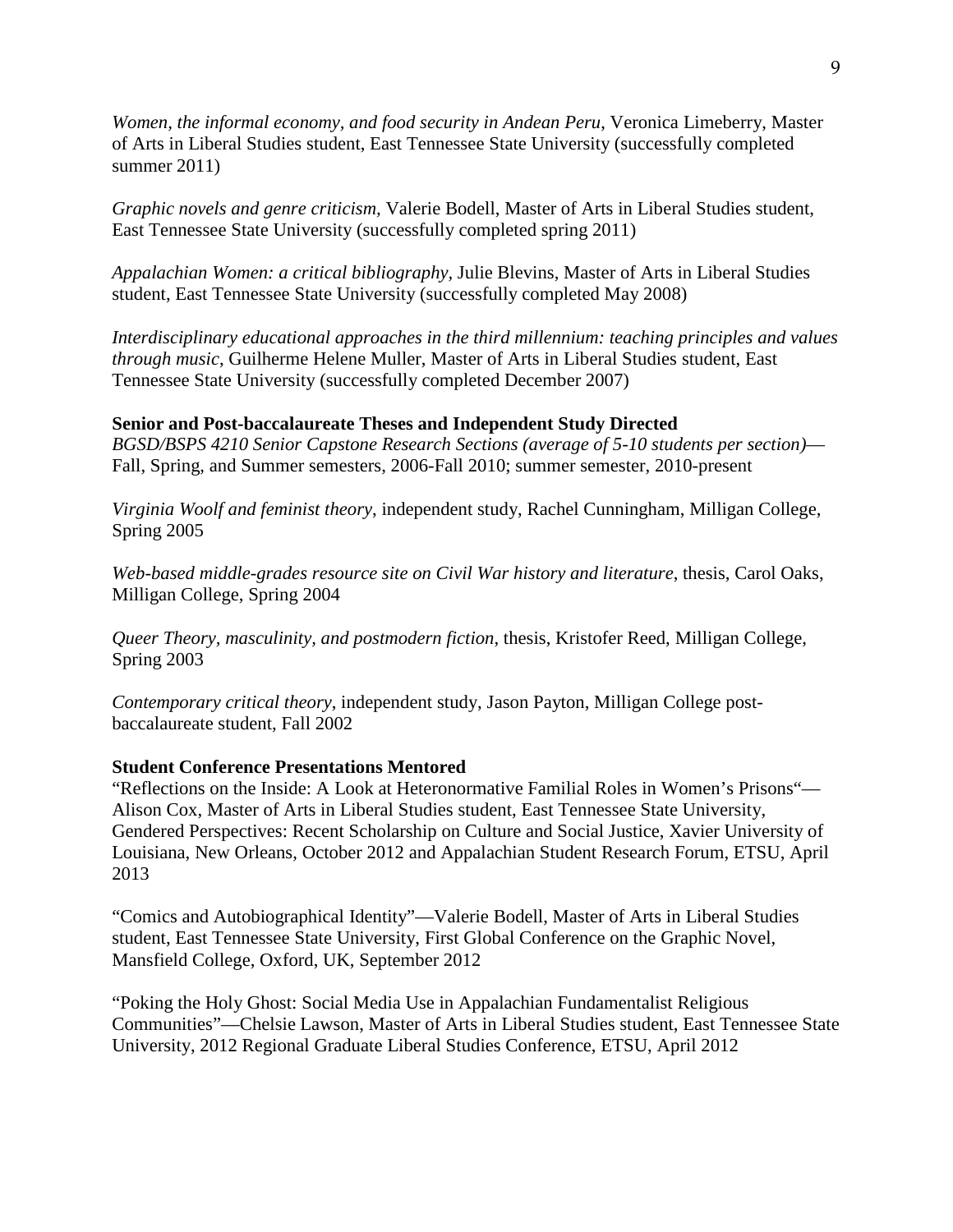*Women, the informal economy, and food security in Andean Peru*, Veronica Limeberry, Master of Arts in Liberal Studies student, East Tennessee State University (successfully completed summer 2011)

*Graphic novels and genre criticism*, Valerie Bodell, Master of Arts in Liberal Studies student, East Tennessee State University (successfully completed spring 2011)

*Appalachian Women: a critical bibliography*, Julie Blevins, Master of Arts in Liberal Studies student, East Tennessee State University (successfully completed May 2008)

*Interdisciplinary educational approaches in the third millennium: teaching principles and values through music*, Guilherme Helene Muller, Master of Arts in Liberal Studies student, East Tennessee State University (successfully completed December 2007)

**Senior and Post-baccalaureate Theses and Independent Study Directed**

*BGSD/BSPS 4210 Senior Capstone Research Sections (average of 5-10 students per section)*—Fall, Spring, and Summer semesters, 2006-Fall 2010; summer semester, 2010-present

*Virginia Woolf and feminist theory*, independent study, Rachel Cunningham, Milligan College, Spring 2005

*Web-based middle-grades resource site on Civil War history and literature*, thesis, Carol Oaks, Milligan College, Spring 2004

*Queer Theory, masculinity, and postmodern fiction*, thesis, Kristofer Reed, Milligan College, Spring 2003

*Contemporary critical theory*, independent study, Jason Payton, Milligan College post-baccalaureate student, Fall 2002

**Student Conference Presentations Mentored**

"Reflections on the Inside: A Look at Heteronormative Familial Roles in Women's Prisons"—Alison Cox, Master of Arts in Liberal Studies student, East Tennessee State University, Gendered Perspectives: Recent Scholarship on Culture and Social Justice, Xavier University of Louisiana, New Orleans, October 2012 and Appalachian Student Research Forum, ETSU, April 2013

"Comics and Autobiographical Identity"—Valerie Bodell, Master of Arts in Liberal Studies student, East Tennessee State University, First Global Conference on the Graphic Novel, Mansfield College, Oxford, UK, September 2012

"Poking the Holy Ghost: Social Media Use in Appalachian Fundamentalist Religious Communities"—Chelsie Lawson, Master of Arts in Liberal Studies student, East Tennessee State University, 2012 Regional Graduate Liberal Studies Conference, ETSU, April 2012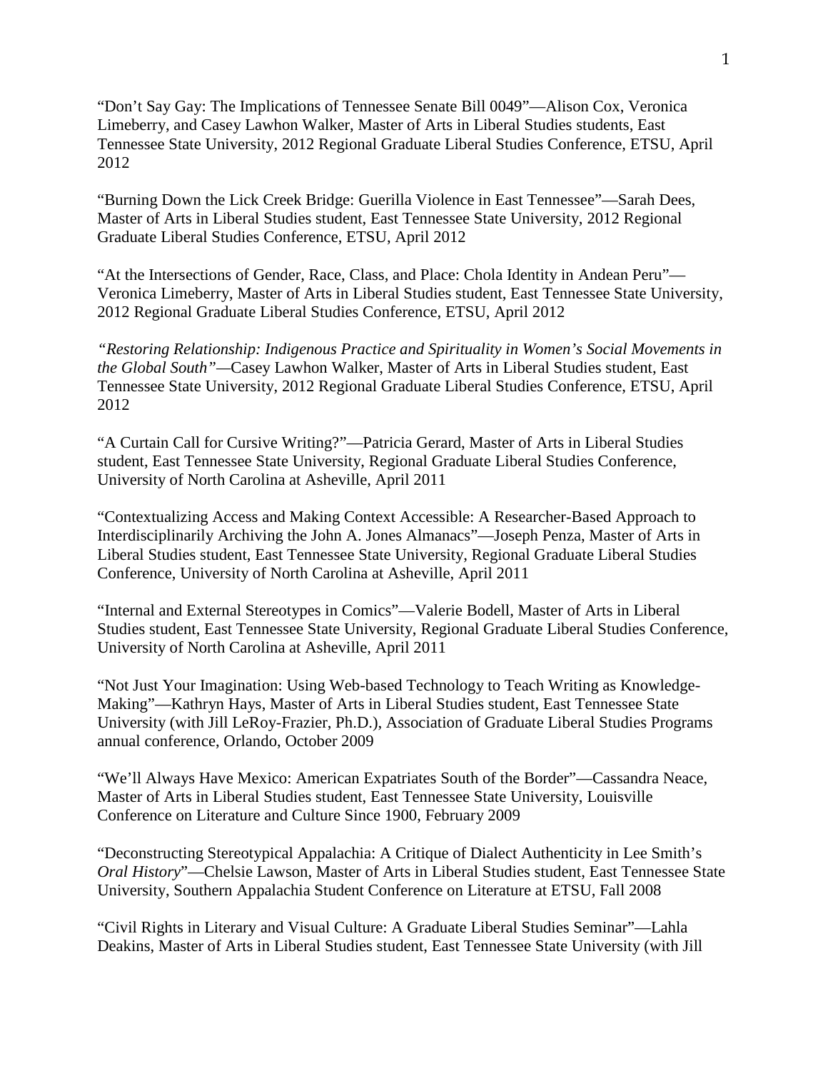"Don't Say Gay: The Implications of Tennessee Senate Bill 0049"—Alison Cox, Veronica Limeberry, and Casey Lawhon Walker, Master of Arts in Liberal Studies students, East Tennessee State University, 2012 Regional Graduate Liberal Studies Conference, ETSU, April 2012

"Burning Down the Lick Creek Bridge: Guerilla Violence in East Tennessee"—Sarah Dees, Master of Arts in Liberal Studies student, East Tennessee State University, 2012 Regional Graduate Liberal Studies Conference, ETSU, April 2012

"At the Intersections of Gender, Race, Class, and Place: Chola Identity in Andean Peru"—Veronica Limeberry, Master of Arts in Liberal Studies student, East Tennessee State University, 2012 Regional Graduate Liberal Studies Conference, ETSU, April 2012

*"Restoring Relationship: Indigenous Practice and Spirituality in Women's Social Movements in the Global South"—*Casey Lawhon Walker, Master of Arts in Liberal Studies student, East Tennessee State University, 2012 Regional Graduate Liberal Studies Conference, ETSU, April 2012

"A Curtain Call for Cursive Writing?"—Patricia Gerard, Master of Arts in Liberal Studies student, East Tennessee State University, Regional Graduate Liberal Studies Conference, University of North Carolina at Asheville, April 2011

"Contextualizing Access and Making Context Accessible: A Researcher-Based Approach to Interdisciplinarily Archiving the John A. Jones Almanacs"—Joseph Penza, Master of Arts in Liberal Studies student, East Tennessee State University, Regional Graduate Liberal Studies Conference, University of North Carolina at Asheville, April 2011

"Internal and External Stereotypes in Comics"—Valerie Bodell, Master of Arts in Liberal Studies student, East Tennessee State University, Regional Graduate Liberal Studies Conference, University of North Carolina at Asheville, April 2011

"Not Just Your Imagination: Using Web-based Technology to Teach Writing as Knowledge-Making"—Kathryn Hays, Master of Arts in Liberal Studies student, East Tennessee State University (with Jill LeRoy-Frazier, Ph.D.), Association of Graduate Liberal Studies Programs annual conference, Orlando, October 2009

"We'll Always Have Mexico: American Expatriates South of the Border"—Cassandra Neace, Master of Arts in Liberal Studies student, East Tennessee State University, Louisville Conference on Literature and Culture Since 1900, February 2009

"Deconstructing Stereotypical Appalachia: A Critique of Dialect Authenticity in Lee Smith's *Oral History*"—Chelsie Lawson, Master of Arts in Liberal Studies student, East Tennessee State University, Southern Appalachia Student Conference on Literature at ETSU, Fall 2008

"Civil Rights in Literary and Visual Culture: A Graduate Liberal Studies Seminar"—Lahla Deakins, Master of Arts in Liberal Studies student, East Tennessee State University (with Jill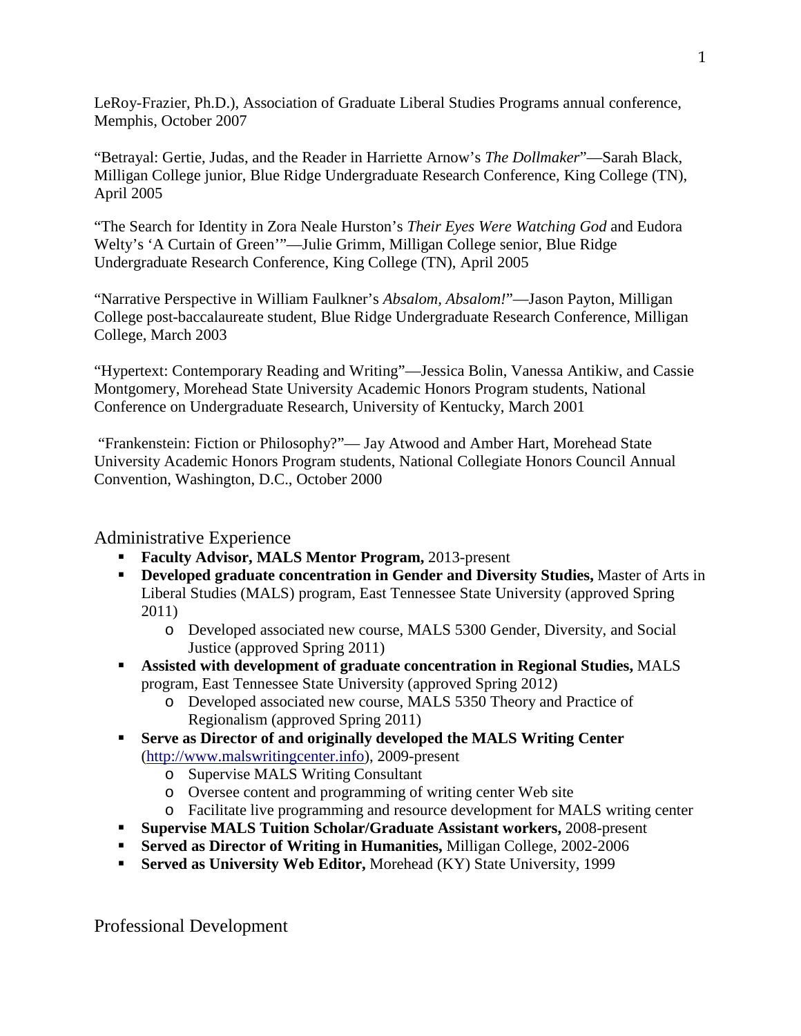LeRoy-Frazier, Ph.D.), Association of Graduate Liberal Studies Programs annual conference, Memphis, October 2007

"Betrayal: Gertie, Judas, and the Reader in Harriette Arnow's *The Dollmaker*"—Sarah Black, Milligan College junior, Blue Ridge Undergraduate Research Conference, King College (TN), April 2005

"The Search for Identity in Zora Neale Hurston's *Their Eyes Were Watching God* and Eudora Welty's 'A Curtain of Green'"—Julie Grimm, Milligan College senior, Blue Ridge Undergraduate Research Conference, King College (TN), April 2005

"Narrative Perspective in William Faulkner's *Absalom, Absalom!*"—Jason Payton, Milligan College post-baccalaureate student, Blue Ridge Undergraduate Research Conference, Milligan College, March 2003

"Hypertext: Contemporary Reading and Writing"—Jessica Bolin, Vanessa Antikiw, and Cassie Montgomery, Morehead State University Academic Honors Program students, National Conference on Undergraduate Research, University of Kentucky, March 2001

"Frankenstein: Fiction or Philosophy?"— Jay Atwood and Amber Hart, Morehead State University Academic Honors Program students, National Collegiate Honors Council Annual Convention, Washington, D.C., October 2000

## Administrative Experience

- **Faculty Advisor, MALS Mentor Program,** 2013-present
- **Developed graduate concentration in Gender and Diversity Studies,** Master of Arts in Liberal Studies (MALS) program, East Tennessee State University (approved Spring 2011)
  - Developed associated new course, MALS 5300 Gender, Diversity, and Social Justice (approved Spring 2011)
- **Assisted with development of graduate concentration in Regional Studies,** MALS program, East Tennessee State University (approved Spring 2012)
  - Developed associated new course, MALS 5350 Theory and Practice of Regionalism (approved Spring 2011)
- **Serve as Director of and originally developed the MALS Writing Center** (http://www.malswritingcenter.info), 2009-present
  - Supervise MALS Writing Consultant
  - Oversee content and programming of writing center Web site
  - Facilitate live programming and resource development for MALS writing center
- **Supervise MALS Tuition Scholar/Graduate Assistant workers,** 2008-present
- **Served as Director of Writing in Humanities,** Milligan College, 2002-2006
- **Served as University Web Editor,** Morehead (KY) State University, 1999

## Professional Development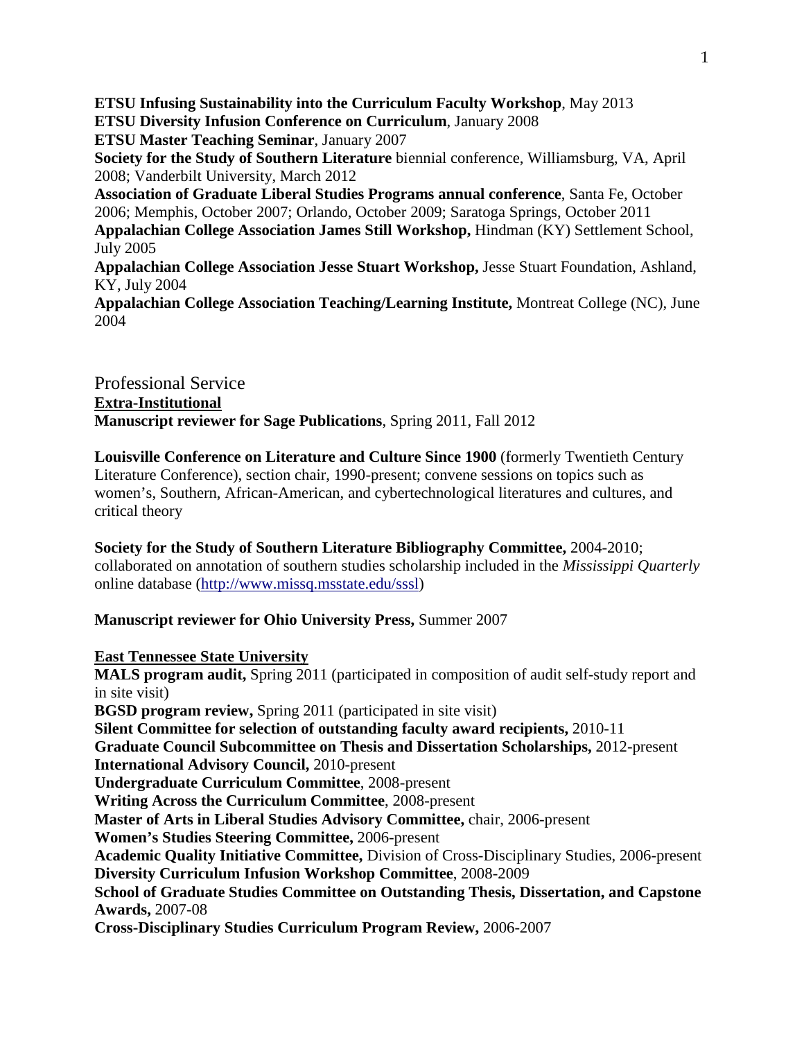**ETSU Infusing Sustainability into the Curriculum Faculty Workshop**, May 2013
**ETSU Diversity Infusion Conference on Curriculum**, January 2008
**ETSU Master Teaching Seminar**, January 2007
**Society for the Study of Southern Literature** biennial conference, Williamsburg, VA, April 2008; Vanderbilt University, March 2012
**Association of Graduate Liberal Studies Programs annual conference**, Santa Fe, October 2006; Memphis, October 2007; Orlando, October 2009; Saratoga Springs, October 2011
**Appalachian College Association James Still Workshop,** Hindman (KY) Settlement School, July 2005
**Appalachian College Association Jesse Stuart Workshop,** Jesse Stuart Foundation, Ashland, KY, July 2004
**Appalachian College Association Teaching/Learning Institute,** Montreat College (NC), June 2004

## Professional Service

**Extra-Institutional**

**Manuscript reviewer for Sage Publications**, Spring 2011, Fall 2012

**Louisville Conference on Literature and Culture Since 1900** (formerly Twentieth Century Literature Conference), section chair, 1990-present; convene sessions on topics such as women's, Southern, African-American, and cybertechnological literatures and cultures, and critical theory

**Society for the Study of Southern Literature Bibliography Committee,** 2004-2010; collaborated on annotation of southern studies scholarship included in the *Mississippi Quarterly* online database (http://www.missq.msstate.edu/sssl)

**Manuscript reviewer for Ohio University Press,** Summer 2007

**East Tennessee State University**

**MALS program audit,** Spring 2011 (participated in composition of audit self-study report and in site visit)
**BGSD program review,** Spring 2011 (participated in site visit)
**Silent Committee for selection of outstanding faculty award recipients,** 2010-11
**Graduate Council Subcommittee on Thesis and Dissertation Scholarships,** 2012-present
**International Advisory Council,** 2010-present
**Undergraduate Curriculum Committee**, 2008-present
**Writing Across the Curriculum Committee**, 2008-present
**Master of Arts in Liberal Studies Advisory Committee,** chair, 2006-present
**Women's Studies Steering Committee,** 2006-present
**Academic Quality Initiative Committee,** Division of Cross-Disciplinary Studies, 2006-present
**Diversity Curriculum Infusion Workshop Committee**, 2008-2009
**School of Graduate Studies Committee on Outstanding Thesis, Dissertation, and Capstone Awards,** 2007-08
**Cross-Disciplinary Studies Curriculum Program Review,** 2006-2007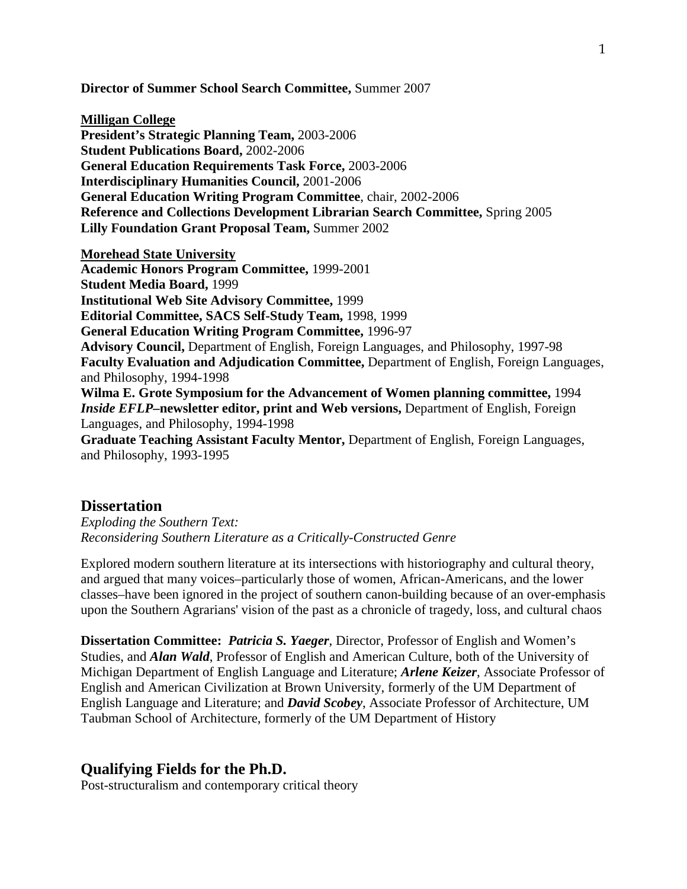**Director of Summer School Search Committee,** Summer 2007

**Milligan College**
**President's Strategic Planning Team,** 2003-2006
**Student Publications Board,** 2002-2006
**General Education Requirements Task Force,** 2003-2006
**Interdisciplinary Humanities Council,** 2001-2006
**General Education Writing Program Committee**, chair, 2002-2006
**Reference and Collections Development Librarian Search Committee,** Spring 2005
**Lilly Foundation Grant Proposal Team,** Summer 2002

**Morehead State University**
**Academic Honors Program Committee,** 1999-2001
**Student Media Board,** 1999
**Institutional Web Site Advisory Committee,** 1999
**Editorial Committee, SACS Self-Study Team,** 1998, 1999
**General Education Writing Program Committee,** 1996-97
**Advisory Council,** Department of English, Foreign Languages, and Philosophy, 1997-98
**Faculty Evaluation and Adjudication Committee,** Department of English, Foreign Languages, and Philosophy, 1994-1998
**Wilma E. Grote Symposium for the Advancement of Women planning committee,** 1994
***Inside EFLP*–newsletter editor, print and Web versions,** Department of English, Foreign Languages, and Philosophy, 1994-1998
**Graduate Teaching Assistant Faculty Mentor,** Department of English, Foreign Languages, and Philosophy, 1993-1995

## Dissertation

*Exploding the Southern Text:*
*Reconsidering Southern Literature as a Critically-Constructed Genre*

Explored modern southern literature at its intersections with historiography and cultural theory, and argued that many voices–particularly those of women, African-Americans, and the lower classes–have been ignored in the project of southern canon-building because of an over-emphasis upon the Southern Agrarians' vision of the past as a chronicle of tragedy, loss, and cultural chaos

**Dissertation Committee:** ***Patricia S. Yaeger***, Director, Professor of English and Women's Studies, and ***Alan Wald***, Professor of English and American Culture, both of the University of Michigan Department of English Language and Literature; ***Arlene Keizer***, Associate Professor of English and American Civilization at Brown University, formerly of the UM Department of English Language and Literature; and ***David Scobey***, Associate Professor of Architecture, UM Taubman School of Architecture, formerly of the UM Department of History

## Qualifying Fields for the Ph.D.

Post-structuralism and contemporary critical theory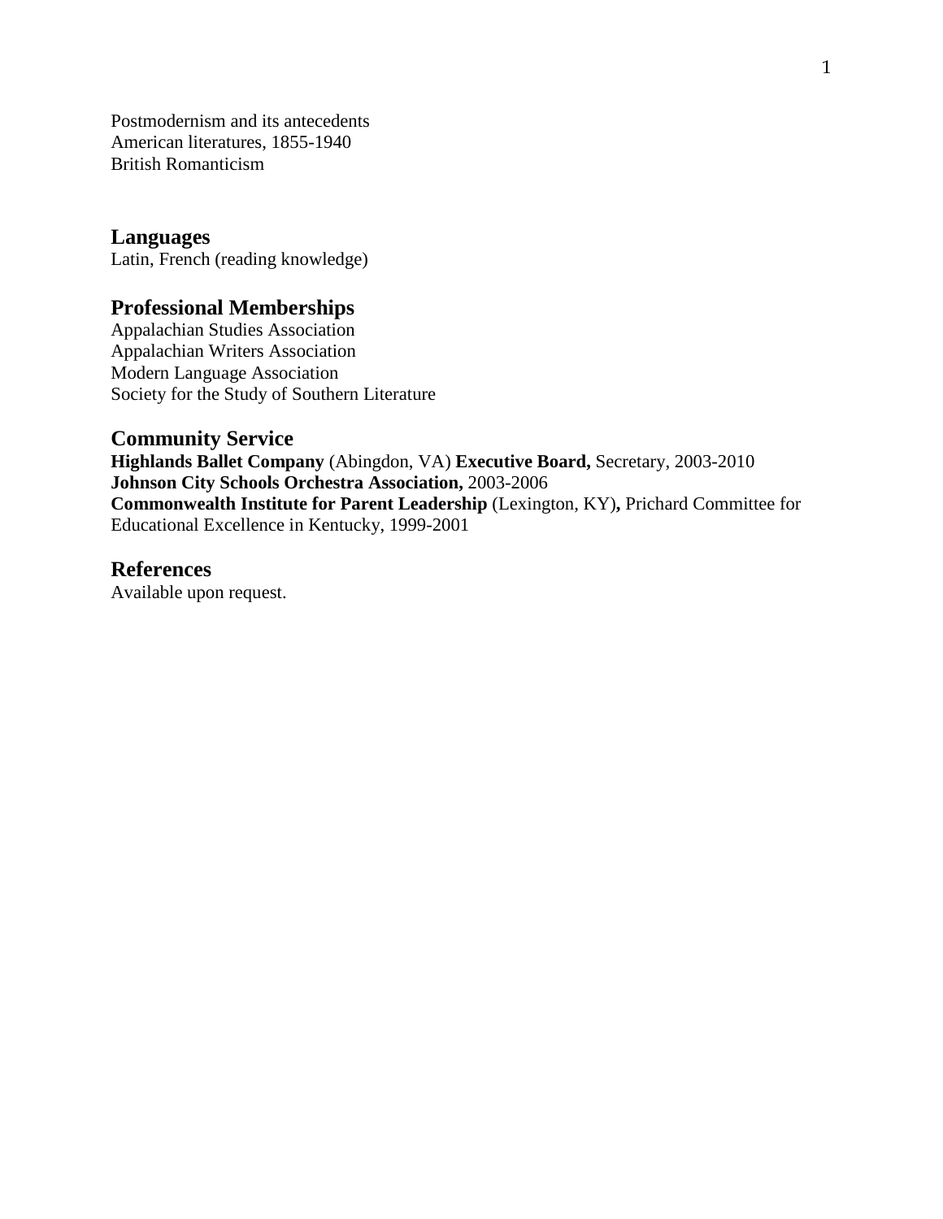Postmodernism and its antecedents
American literatures, 1855-1940
British Romanticism

## Languages

Latin, French (reading knowledge)

## Professional Memberships

Appalachian Studies Association
Appalachian Writers Association
Modern Language Association
Society for the Study of Southern Literature

## Community Service

**Highlands Ballet Company** (Abingdon, VA) **Executive Board,** Secretary, 2003-2010
**Johnson City Schools Orchestra Association,** 2003-2006
**Commonwealth Institute for Parent Leadership** (Lexington, KY)**,** Prichard Committee for Educational Excellence in Kentucky, 1999-2001

## References

Available upon request.